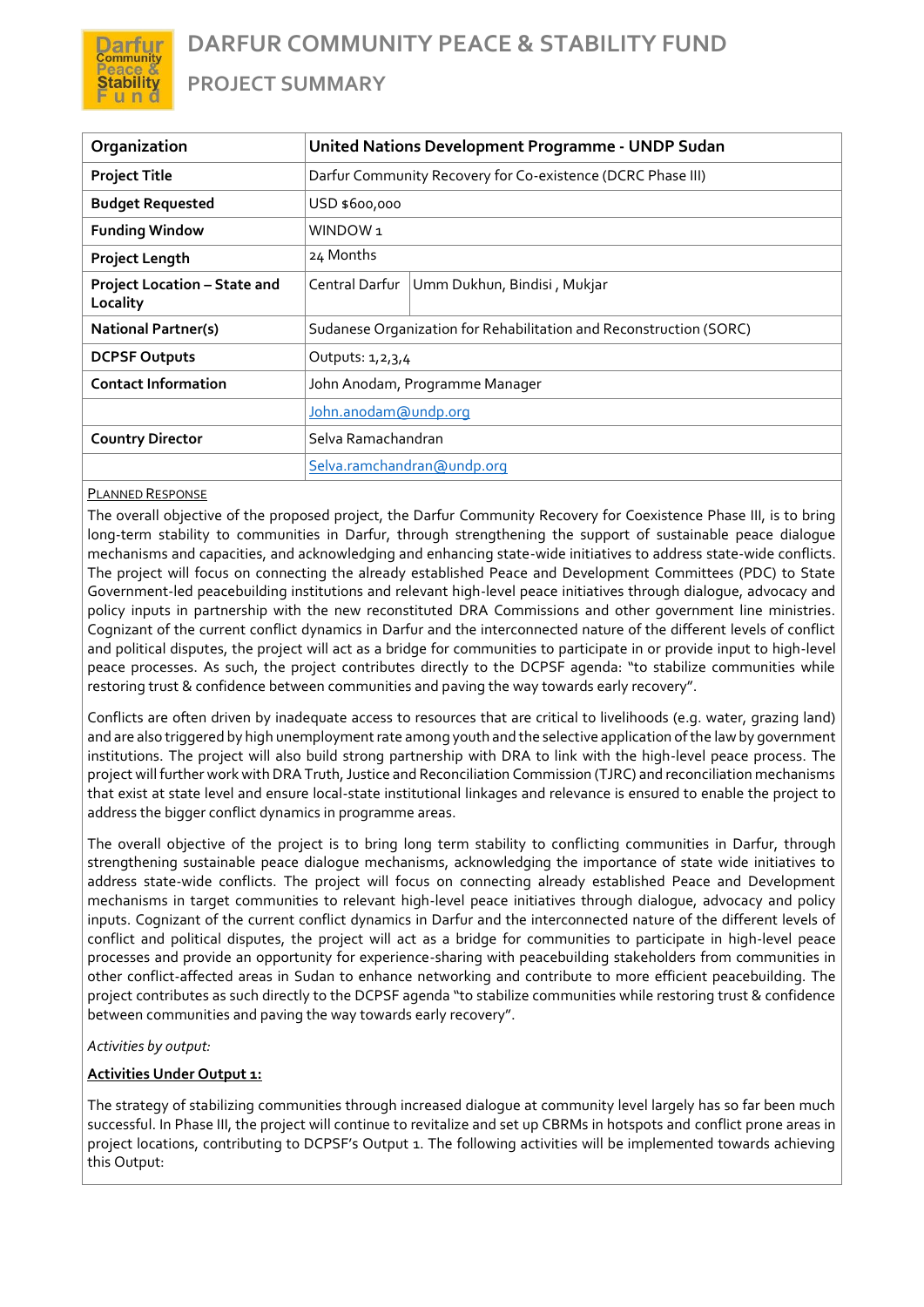# DARFUR COMMUNITY PEACE & STABILITY FUND

## PROJECT SUMMARY

| Organization | United Nations Development Programme - UNDP Sudan | |
|---|---|---|
| Project Title | Darfur Community Recovery for Co-existence (DCRC Phase III) | |
| Budget Requested | USD $600,000 | |
| Funding Window | WINDOW 1 | |
| Project Length | 24 Months | |
| Project Location – State and Locality | Central Darfur | Umm Dukhun, Bindisi , Mukjar |
| National Partner(s) | Sudanese Organization for Rehabilitation and Reconstruction (SORC) | |
| DCPSF Outputs | Outputs: 1,2,3,4 | |
| Contact Information | John Anodam, Programme Manager | |
| | John.anodam@undp.org | |
| Country Director | Selva Ramachandran | |
| | Selva.ramchandran@undp.org | |

PLANNED RESPONSE

The overall objective of the proposed project, the Darfur Community Recovery for Coexistence Phase III, is to bring long-term stability to communities in Darfur, through strengthening the support of sustainable peace dialogue mechanisms and capacities, and acknowledging and enhancing state-wide initiatives to address state-wide conflicts. The project will focus on connecting the already established Peace and Development Committees (PDC) to State Government-led peacebuilding institutions and relevant high-level peace initiatives through dialogue, advocacy and policy inputs in partnership with the new reconstituted DRA Commissions and other government line ministries. Cognizant of the current conflict dynamics in Darfur and the interconnected nature of the different levels of conflict and political disputes, the project will act as a bridge for communities to participate in or provide input to high-level peace processes. As such, the project contributes directly to the DCPSF agenda: "to stabilize communities while restoring trust & confidence between communities and paving the way towards early recovery".

Conflicts are often driven by inadequate access to resources that are critical to livelihoods (e.g. water, grazing land) and are also triggered by high unemployment rate among youth and the selective application of the law by government institutions. The project will also build strong partnership with DRA to link with the high-level peace process. The project will further work with DRA Truth, Justice and Reconciliation Commission (TJRC) and reconciliation mechanisms that exist at state level and ensure local-state institutional linkages and relevance is ensured to enable the project to address the bigger conflict dynamics in programme areas.

The overall objective of the project is to bring long term stability to conflicting communities in Darfur, through strengthening sustainable peace dialogue mechanisms, acknowledging the importance of state wide initiatives to address state-wide conflicts. The project will focus on connecting already established Peace and Development mechanisms in target communities to relevant high-level peace initiatives through dialogue, advocacy and policy inputs. Cognizant of the current conflict dynamics in Darfur and the interconnected nature of the different levels of conflict and political disputes, the project will act as a bridge for communities to participate in high-level peace processes and provide an opportunity for experience-sharing with peacebuilding stakeholders from communities in other conflict-affected areas in Sudan to enhance networking and contribute to more efficient peacebuilding. The project contributes as such directly to the DCPSF agenda "to stabilize communities while restoring trust & confidence between communities and paving the way towards early recovery".

*Activities by output:*

**Activities Under Output 1:**

The strategy of stabilizing communities through increased dialogue at community level largely has so far been much successful. In Phase III, the project will continue to revitalize and set up CBRMs in hotspots and conflict prone areas in project locations, contributing to DCPSF's Output 1. The following activities will be implemented towards achieving this Output: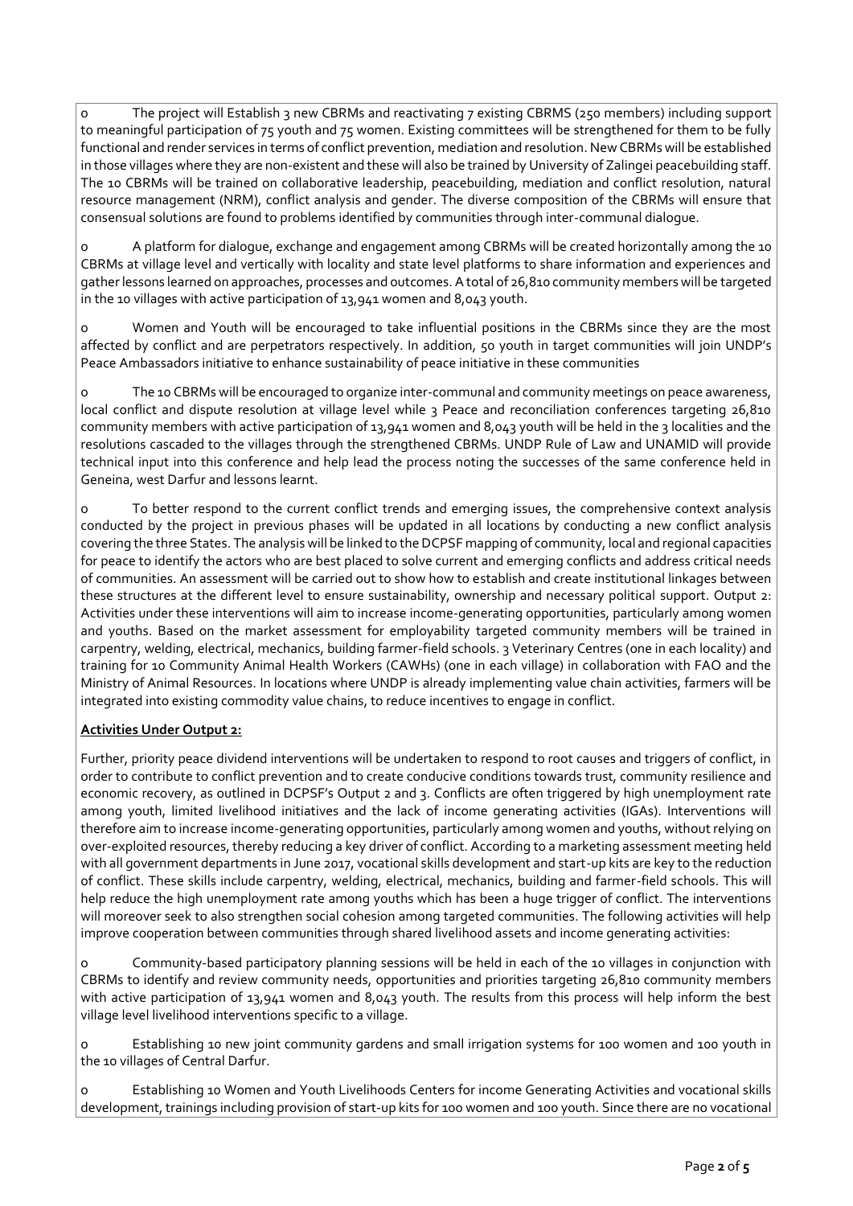- The project will Establish 3 new CBRMs and reactivating 7 existing CBRMS (250 members) including support to meaningful participation of 75 youth and 75 women. Existing committees will be strengthened for them to be fully functional and render services in terms of conflict prevention, mediation and resolution. New CBRMs will be established in those villages where they are non-existent and these will also be trained by University of Zalingei peacebuilding staff. The 10 CBRMs will be trained on collaborative leadership, peacebuilding, mediation and conflict resolution, natural resource management (NRM), conflict analysis and gender. The diverse composition of the CBRMs will ensure that consensual solutions are found to problems identified by communities through inter-communal dialogue.

- A platform for dialogue, exchange and engagement among CBRMs will be created horizontally among the 10 CBRMs at village level and vertically with locality and state level platforms to share information and experiences and gather lessons learned on approaches, processes and outcomes. A total of 26,810 community members will be targeted in the 10 villages with active participation of 13,941 women and 8,043 youth.

- Women and Youth will be encouraged to take influential positions in the CBRMs since they are the most affected by conflict and are perpetrators respectively. In addition, 50 youth in target communities will join UNDP's Peace Ambassadors initiative to enhance sustainability of peace initiative in these communities

- The 10 CBRMs will be encouraged to organize inter-communal and community meetings on peace awareness, local conflict and dispute resolution at village level while 3 Peace and reconciliation conferences targeting 26,810 community members with active participation of 13,941 women and 8,043 youth will be held in the 3 localities and the resolutions cascaded to the villages through the strengthened CBRMs. UNDP Rule of Law and UNAMID will provide technical input into this conference and help lead the process noting the successes of the same conference held in Geneina, west Darfur and lessons learnt.

- To better respond to the current conflict trends and emerging issues, the comprehensive context analysis conducted by the project in previous phases will be updated in all locations by conducting a new conflict analysis covering the three States. The analysis will be linked to the DCPSF mapping of community, local and regional capacities for peace to identify the actors who are best placed to solve current and emerging conflicts and address critical needs of communities. An assessment will be carried out to show how to establish and create institutional linkages between these structures at the different level to ensure sustainability, ownership and necessary political support. Output 2: Activities under these interventions will aim to increase income-generating opportunities, particularly among women and youths. Based on the market assessment for employability targeted community members will be trained in carpentry, welding, electrical, mechanics, building farmer-field schools. 3 Veterinary Centres (one in each locality) and training for 10 Community Animal Health Workers (CAWHs) (one in each village) in collaboration with FAO and the Ministry of Animal Resources. In locations where UNDP is already implementing value chain activities, farmers will be integrated into existing commodity value chains, to reduce incentives to engage in conflict.

**Activities Under Output 2:**

Further, priority peace dividend interventions will be undertaken to respond to root causes and triggers of conflict, in order to contribute to conflict prevention and to create conducive conditions towards trust, community resilience and economic recovery, as outlined in DCPSF's Output 2 and 3. Conflicts are often triggered by high unemployment rate among youth, limited livelihood initiatives and the lack of income generating activities (IGAs). Interventions will therefore aim to increase income-generating opportunities, particularly among women and youths, without relying on over-exploited resources, thereby reducing a key driver of conflict. According to a marketing assessment meeting held with all government departments in June 2017, vocational skills development and start-up kits are key to the reduction of conflict. These skills include carpentry, welding, electrical, mechanics, building and farmer-field schools. This will help reduce the high unemployment rate among youths which has been a huge trigger of conflict. The interventions will moreover seek to also strengthen social cohesion among targeted communities. The following activities will help improve cooperation between communities through shared livelihood assets and income generating activities:

- Community-based participatory planning sessions will be held in each of the 10 villages in conjunction with CBRMs to identify and review community needs, opportunities and priorities targeting 26,810 community members with active participation of 13,941 women and 8,043 youth. The results from this process will help inform the best village level livelihood interventions specific to a village.

- Establishing 10 new joint community gardens and small irrigation systems for 100 women and 100 youth in the 10 villages of Central Darfur.

- Establishing 10 Women and Youth Livelihoods Centers for income Generating Activities and vocational skills development, trainings including provision of start-up kits for 100 women and 100 youth. Since there are no vocational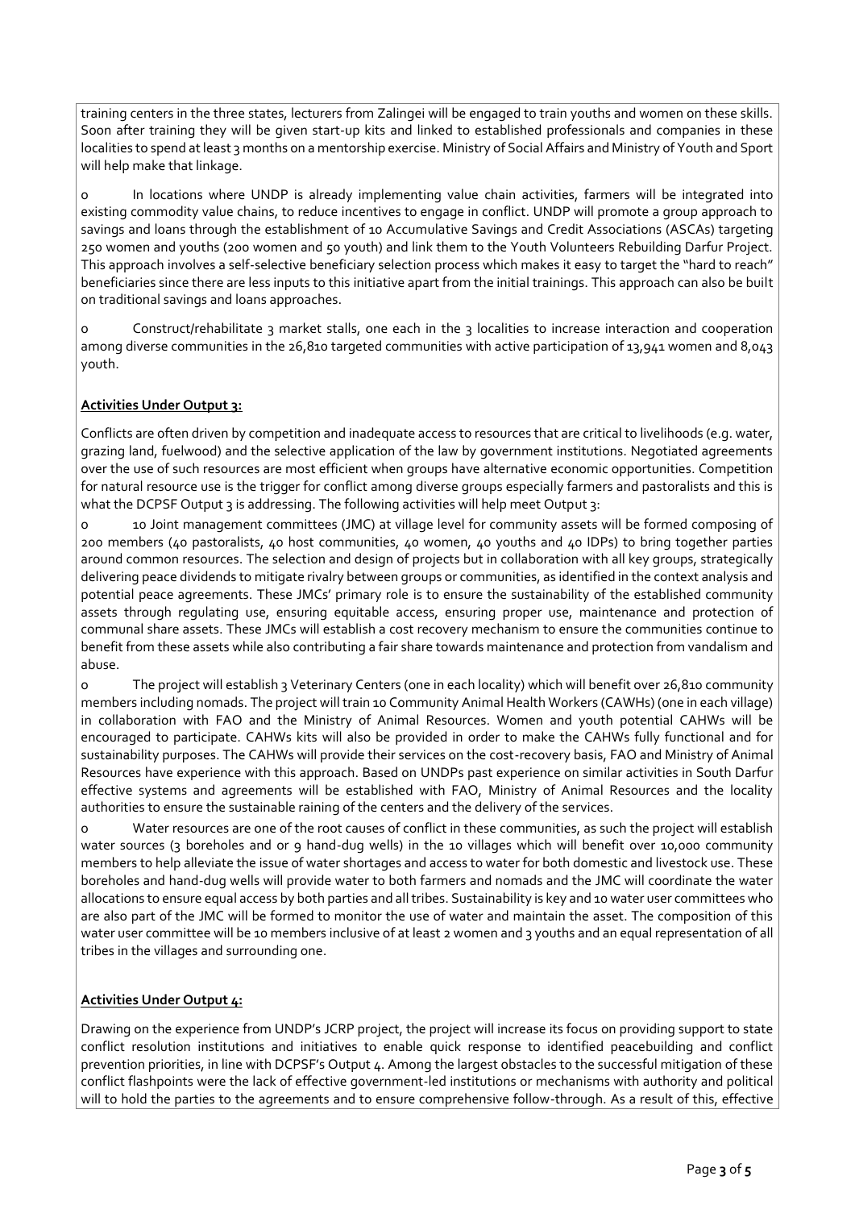training centers in the three states, lecturers from Zalingei will be engaged to train youths and women on these skills. Soon after training they will be given start-up kits and linked to established professionals and companies in these localities to spend at least 3 months on a mentorship exercise. Ministry of Social Affairs and Ministry of Youth and Sport will help make that linkage.

- In locations where UNDP is already implementing value chain activities, farmers will be integrated into existing commodity value chains, to reduce incentives to engage in conflict. UNDP will promote a group approach to savings and loans through the establishment of 10 Accumulative Savings and Credit Associations (ASCAs) targeting 250 women and youths (200 women and 50 youth) and link them to the Youth Volunteers Rebuilding Darfur Project. This approach involves a self-selective beneficiary selection process which makes it easy to target the "hard to reach" beneficiaries since there are less inputs to this initiative apart from the initial trainings. This approach can also be built on traditional savings and loans approaches.
- Construct/rehabilitate 3 market stalls, one each in the 3 localities to increase interaction and cooperation among diverse communities in the 26,810 targeted communities with active participation of 13,941 women and 8,043 youth.

**Activities Under Output 3:**

Conflicts are often driven by competition and inadequate access to resources that are critical to livelihoods (e.g. water, grazing land, fuelwood) and the selective application of the law by government institutions. Negotiated agreements over the use of such resources are most efficient when groups have alternative economic opportunities. Competition for natural resource use is the trigger for conflict among diverse groups especially farmers and pastoralists and this is what the DCPSF Output 3 is addressing. The following activities will help meet Output 3:

- 10 Joint management committees (JMC) at village level for community assets will be formed composing of 200 members (40 pastoralists, 40 host communities, 40 women, 40 youths and 40 IDPs) to bring together parties around common resources. The selection and design of projects but in collaboration with all key groups, strategically delivering peace dividends to mitigate rivalry between groups or communities, as identified in the context analysis and potential peace agreements. These JMCs' primary role is to ensure the sustainability of the established community assets through regulating use, ensuring equitable access, ensuring proper use, maintenance and protection of communal share assets. These JMCs will establish a cost recovery mechanism to ensure the communities continue to benefit from these assets while also contributing a fair share towards maintenance and protection from vandalism and abuse.
- The project will establish 3 Veterinary Centers (one in each locality) which will benefit over 26,810 community members including nomads. The project will train 10 Community Animal Health Workers (CAWHs) (one in each village) in collaboration with FAO and the Ministry of Animal Resources. Women and youth potential CAHWs will be encouraged to participate. CAHWs kits will also be provided in order to make the CAHWs fully functional and for sustainability purposes. The CAHWs will provide their services on the cost-recovery basis, FAO and Ministry of Animal Resources have experience with this approach. Based on UNDPs past experience on similar activities in South Darfur effective systems and agreements will be established with FAO, Ministry of Animal Resources and the locality authorities to ensure the sustainable raining of the centers and the delivery of the services.
- Water resources are one of the root causes of conflict in these communities, as such the project will establish water sources (3 boreholes and or 9 hand-dug wells) in the 10 villages which will benefit over 10,000 community members to help alleviate the issue of water shortages and access to water for both domestic and livestock use. These boreholes and hand-dug wells will provide water to both farmers and nomads and the JMC will coordinate the water allocations to ensure equal access by both parties and all tribes. Sustainability is key and 10 water user committees who are also part of the JMC will be formed to monitor the use of water and maintain the asset. The composition of this water user committee will be 10 members inclusive of at least 2 women and 3 youths and an equal representation of all tribes in the villages and surrounding one.

**Activities Under Output 4:**

Drawing on the experience from UNDP's JCRP project, the project will increase its focus on providing support to state conflict resolution institutions and initiatives to enable quick response to identified peacebuilding and conflict prevention priorities, in line with DCPSF's Output 4. Among the largest obstacles to the successful mitigation of these conflict flashpoints were the lack of effective government-led institutions or mechanisms with authority and political will to hold the parties to the agreements and to ensure comprehensive follow-through. As a result of this, effective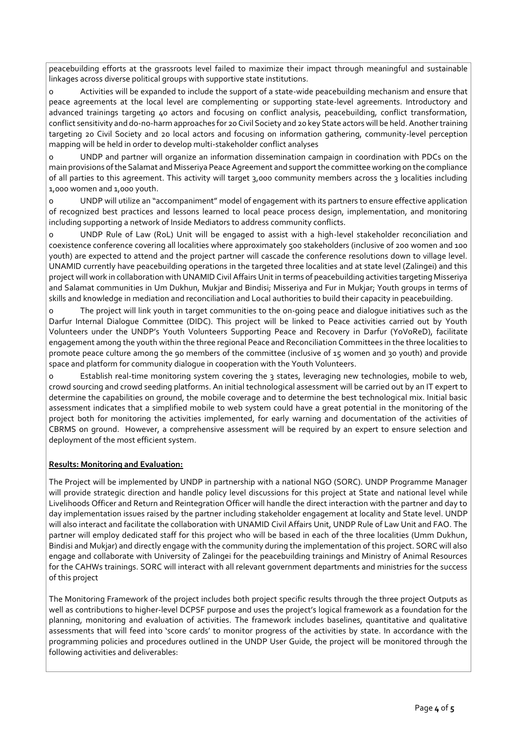peacebuilding efforts at the grassroots level failed to maximize their impact through meaningful and sustainable linkages across diverse political groups with supportive state institutions.

- Activities will be expanded to include the support of a state-wide peacebuilding mechanism and ensure that peace agreements at the local level are complementing or supporting state-level agreements. Introductory and advanced trainings targeting 40 actors and focusing on conflict analysis, peacebuilding, conflict transformation, conflict sensitivity and do-no-harm approaches for 20 Civil Society and 20 key State actors will be held. Another training targeting 20 Civil Society and 20 local actors and focusing on information gathering, community-level perception mapping will be held in order to develop multi-stakeholder conflict analyses
- UNDP and partner will organize an information dissemination campaign in coordination with PDCs on the main provisions of the Salamat and Misseriya Peace Agreement and support the committee working on the compliance of all parties to this agreement. This activity will target 3,000 community members across the 3 localities including 1,000 women and 1,000 youth.
- UNDP will utilize an "accompaniment" model of engagement with its partners to ensure effective application of recognized best practices and lessons learned to local peace process design, implementation, and monitoring including supporting a network of Inside Mediators to address community conflicts.
- UNDP Rule of Law (RoL) Unit will be engaged to assist with a high-level stakeholder reconciliation and coexistence conference covering all localities where approximately 500 stakeholders (inclusive of 200 women and 100 youth) are expected to attend and the project partner will cascade the conference resolutions down to village level. UNAMID currently have peacebuilding operations in the targeted three localities and at state level (Zalingei) and this project will work in collaboration with UNAMID Civil Affairs Unit in terms of peacebuilding activities targeting Misseriya and Salamat communities in Um Dukhun, Mukjar and Bindisi; Misseriya and Fur in Mukjar; Youth groups in terms of skills and knowledge in mediation and reconciliation and Local authorities to build their capacity in peacebuilding.
- The project will link youth in target communities to the on-going peace and dialogue initiatives such as the Darfur Internal Dialogue Committee (DIDC). This project will be linked to Peace activities carried out by Youth Volunteers under the UNDP's Youth Volunteers Supporting Peace and Recovery in Darfur (YoVoReD), facilitate engagement among the youth within the three regional Peace and Reconciliation Committees in the three localities to promote peace culture among the 90 members of the committee (inclusive of 15 women and 30 youth) and provide space and platform for community dialogue in cooperation with the Youth Volunteers.
- Establish real-time monitoring system covering the 3 states, leveraging new technologies, mobile to web, crowd sourcing and crowd seeding platforms. An initial technological assessment will be carried out by an IT expert to determine the capabilities on ground, the mobile coverage and to determine the best technological mix. Initial basic assessment indicates that a simplified mobile to web system could have a great potential in the monitoring of the project both for monitoring the activities implemented, for early warning and documentation of the activities of CBRMS on ground. However, a comprehensive assessment will be required by an expert to ensure selection and deployment of the most efficient system.

**Results: Monitoring and Evaluation:**

The Project will be implemented by UNDP in partnership with a national NGO (SORC). UNDP Programme Manager will provide strategic direction and handle policy level discussions for this project at State and national level while Livelihoods Officer and Return and Reintegration Officer will handle the direct interaction with the partner and day to day implementation issues raised by the partner including stakeholder engagement at locality and State level. UNDP will also interact and facilitate the collaboration with UNAMID Civil Affairs Unit, UNDP Rule of Law Unit and FAO. The partner will employ dedicated staff for this project who will be based in each of the three localities (Umm Dukhun, Bindisi and Mukjar) and directly engage with the community during the implementation of this project. SORC will also engage and collaborate with University of Zalingei for the peacebuilding trainings and Ministry of Animal Resources for the CAHWs trainings. SORC will interact with all relevant government departments and ministries for the success of this project

The Monitoring Framework of the project includes both project specific results through the three project Outputs as well as contributions to higher-level DCPSF purpose and uses the project's logical framework as a foundation for the planning, monitoring and evaluation of activities. The framework includes baselines, quantitative and qualitative assessments that will feed into 'score cards' to monitor progress of the activities by state. In accordance with the programming policies and procedures outlined in the UNDP User Guide, the project will be monitored through the following activities and deliverables: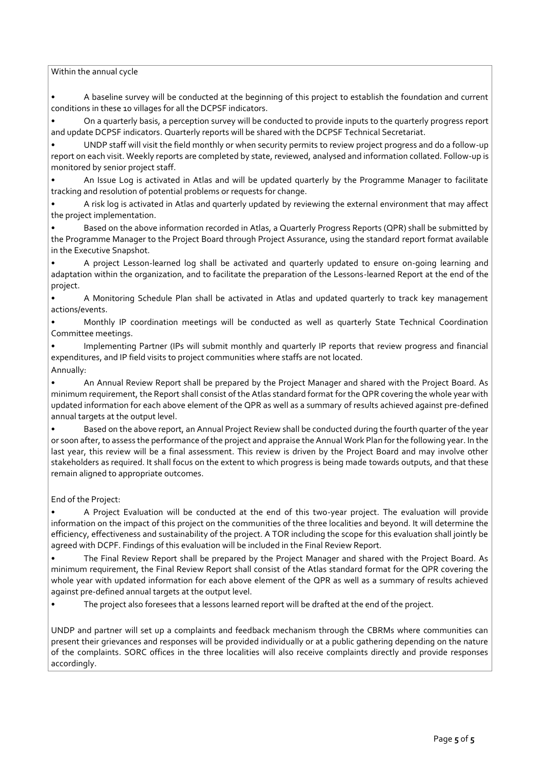Within the annual cycle

- A baseline survey will be conducted at the beginning of this project to establish the foundation and current conditions in these 10 villages for all the DCPSF indicators.
- On a quarterly basis, a perception survey will be conducted to provide inputs to the quarterly progress report and update DCPSF indicators. Quarterly reports will be shared with the DCPSF Technical Secretariat.
- UNDP staff will visit the field monthly or when security permits to review project progress and do a follow-up report on each visit. Weekly reports are completed by state, reviewed, analysed and information collated. Follow-up is monitored by senior project staff.
- An Issue Log is activated in Atlas and will be updated quarterly by the Programme Manager to facilitate tracking and resolution of potential problems or requests for change.
- A risk log is activated in Atlas and quarterly updated by reviewing the external environment that may affect the project implementation.
- Based on the above information recorded in Atlas, a Quarterly Progress Reports (QPR) shall be submitted by the Programme Manager to the Project Board through Project Assurance, using the standard report format available in the Executive Snapshot.
- A project Lesson-learned log shall be activated and quarterly updated to ensure on-going learning and adaptation within the organization, and to facilitate the preparation of the Lessons-learned Report at the end of the project.
- A Monitoring Schedule Plan shall be activated in Atlas and updated quarterly to track key management actions/events.
- Monthly IP coordination meetings will be conducted as well as quarterly State Technical Coordination Committee meetings.
- Implementing Partner (IPs will submit monthly and quarterly IP reports that review progress and financial expenditures, and IP field visits to project communities where staffs are not located.

Annually:

- An Annual Review Report shall be prepared by the Project Manager and shared with the Project Board. As minimum requirement, the Report shall consist of the Atlas standard format for the QPR covering the whole year with updated information for each above element of the QPR as well as a summary of results achieved against pre-defined annual targets at the output level.
- Based on the above report, an Annual Project Review shall be conducted during the fourth quarter of the year or soon after, to assess the performance of the project and appraise the Annual Work Plan for the following year. In the last year, this review will be a final assessment. This review is driven by the Project Board and may involve other stakeholders as required. It shall focus on the extent to which progress is being made towards outputs, and that these remain aligned to appropriate outcomes.

End of the Project:

- A Project Evaluation will be conducted at the end of this two-year project. The evaluation will provide information on the impact of this project on the communities of the three localities and beyond. It will determine the efficiency, effectiveness and sustainability of the project. A TOR including the scope for this evaluation shall jointly be agreed with DCPF. Findings of this evaluation will be included in the Final Review Report.
- The Final Review Report shall be prepared by the Project Manager and shared with the Project Board. As minimum requirement, the Final Review Report shall consist of the Atlas standard format for the QPR covering the whole year with updated information for each above element of the QPR as well as a summary of results achieved against pre-defined annual targets at the output level.
- The project also foresees that a lessons learned report will be drafted at the end of the project.

UNDP and partner will set up a complaints and feedback mechanism through the CBRMs where communities can present their grievances and responses will be provided individually or at a public gathering depending on the nature of the complaints. SORC offices in the three localities will also receive complaints directly and provide responses accordingly.